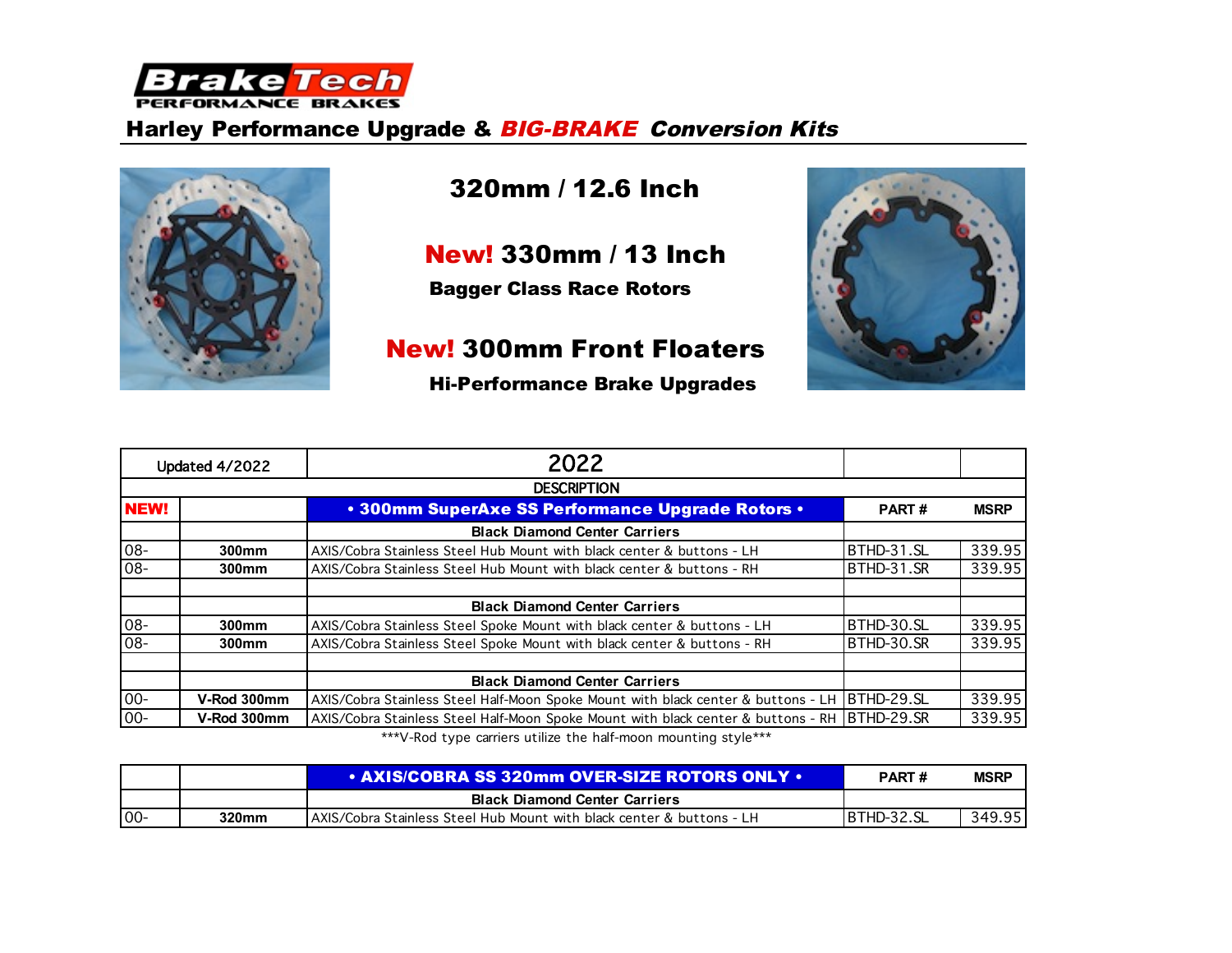**BrakeTech**
PERFORMANCE BRAKES

## Harley Performance Upgrade & *BIG-BRAKE* *Conversion Kits*

### 320mm / 12.6 Inch

### New! 330mm / 13 Inch

**Bagger Class Race Rotors**

### New! 300mm Front Floaters

**Hi-Performance Brake Upgrades**

| Updated 4/2022 | | 2022 | | |
|---|---|---|---|---|
| | | DESCRIPTION | | |
| **NEW!** | | **• 300mm SuperAxe SS Performance Upgrade Rotors •** | **PART #** | **MSRP** |
| | | **Black Diamond Center Carriers** | | |
| 08- | **300mm** | AXIS/Cobra Stainless Steel Hub Mount with black center & buttons - LH | BTHD-31.SL | 339.95 |
| 08- | **300mm** | AXIS/Cobra Stainless Steel Hub Mount with black center & buttons - RH | BTHD-31.SR | 339.95 |
| | | | | |
| | | **Black Diamond Center Carriers** | | |
| 08- | **300mm** | AXIS/Cobra Stainless Steel Spoke Mount with black center & buttons - LH | BTHD-30.SL | 339.95 |
| 08- | **300mm** | AXIS/Cobra Stainless Steel Spoke Mount with black center & buttons - RH | BTHD-30.SR | 339.95 |
| | | | | |
| | | **Black Diamond Center Carriers** | | |
| 00- | **V-Rod 300mm** | AXIS/Cobra Stainless Steel Half-Moon Spoke Mount with black center & buttons - LH | BTHD-29.SL | 339.95 |
| 00- | **V-Rod 300mm** | AXIS/Cobra Stainless Steel Half-Moon Spoke Mount with black center & buttons - RH | BTHD-29.SR | 339.95 |

***V-Rod type carriers utilize the half-moon mounting style***

| | | **• AXIS/COBRA SS 320mm OVER-SIZE ROTORS ONLY •** | **PART #** | **MSRP** |
|---|---|---|---|---|
| | | **Black Diamond Center Carriers** | | |
| 00- | **320mm** | AXIS/Cobra Stainless Steel Hub Mount with black center & buttons - LH | BTHD-32.SL | 349.95 |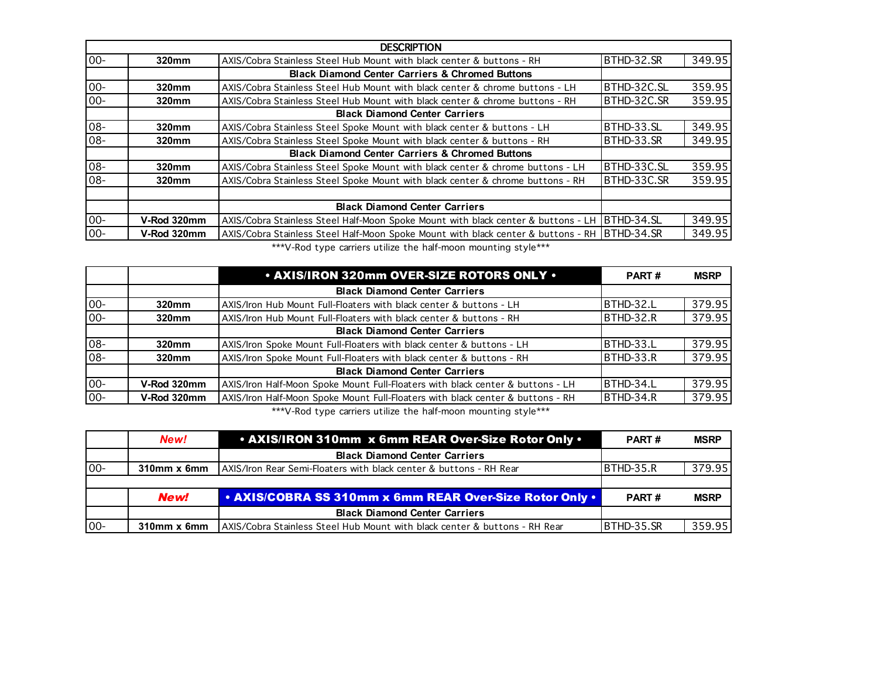| | | DESCRIPTION | | |
|---|---|---|---|---|
| 00- | 320mm | AXIS/Cobra Stainless Steel Hub Mount with black center & buttons - RH | BTHD-32.SR | 349.95 |
| | | **Black Diamond Center Carriers & Chromed Buttons** | | |
| 00- | 320mm | AXIS/Cobra Stainless Steel Hub Mount with black center & chrome buttons - LH | BTHD-32C.SL | 359.95 |
| 00- | 320mm | AXIS/Cobra Stainless Steel Hub Mount with black center & chrome buttons - RH | BTHD-32C.SR | 359.95 |
| | | **Black Diamond Center Carriers** | | |
| 08- | 320mm | AXIS/Cobra Stainless Steel Spoke Mount with black center & buttons - LH | BTHD-33.SL | 349.95 |
| 08- | 320mm | AXIS/Cobra Stainless Steel Spoke Mount with black center & buttons - RH | BTHD-33.SR | 349.95 |
| | | **Black Diamond Center Carriers & Chromed Buttons** | | |
| 08- | 320mm | AXIS/Cobra Stainless Steel Spoke Mount with black center & chrome buttons - LH | BTHD-33C.SL | 359.95 |
| 08- | 320mm | AXIS/Cobra Stainless Steel Spoke Mount with black center & chrome buttons - RH | BTHD-33C.SR | 359.95 |
| | | | | |
| | | **Black Diamond Center Carriers** | | |
| 00- | V-Rod 320mm | AXIS/Cobra Stainless Steel Half-Moon Spoke Mount with black center & buttons - LH | BTHD-34.SL | 349.95 |
| 00- | V-Rod 320mm | AXIS/Cobra Stainless Steel Half-Moon Spoke Mount with black center & buttons - RH | BTHD-34.SR | 349.95 |

***V-Rod type carriers utilize the half-moon mounting style***

| | | **• AXIS/IRON 320mm OVER-SIZE ROTORS ONLY •** | **PART #** | **MSRP** |
|---|---|---|---|---|
| | | **Black Diamond Center Carriers** | | |
| 00- | 320mm | AXIS/Iron Hub Mount Full-Floaters with black center & buttons - LH | BTHD-32.L | 379.95 |
| 00- | 320mm | AXIS/Iron Hub Mount Full-Floaters with black center & buttons - RH | BTHD-32.R | 379.95 |
| | | **Black Diamond Center Carriers** | | |
| 08- | 320mm | AXIS/Iron Spoke Mount Full-Floaters with black center & buttons - LH | BTHD-33.L | 379.95 |
| 08- | 320mm | AXIS/Iron Spoke Mount Full-Floaters with black center & buttons - RH | BTHD-33.R | 379.95 |
| | | **Black Diamond Center Carriers** | | |
| 00- | V-Rod 320mm | AXIS/Iron Half-Moon Spoke Mount Full-Floaters with black center & buttons - LH | BTHD-34.L | 379.95 |
| 00- | V-Rod 320mm | AXIS/Iron Half-Moon Spoke Mount Full-Floaters with black center & buttons - RH | BTHD-34.R | 379.95 |

***V-Rod type carriers utilize the half-moon mounting style***

| | ***New!*** | **• AXIS/IRON 310mm x 6mm REAR Over-Size Rotor Only •** | **PART #** | **MSRP** |
|---|---|---|---|---|
| | | **Black Diamond Center Carriers** | | |
| 00- | 310mm x 6mm | AXIS/Iron Rear Semi-Floaters with black center & buttons - RH Rear | BTHD-35.R | 379.95 |
| | | | | |
| | ***New!*** | **• AXIS/COBRA SS 310mm x 6mm REAR Over-Size Rotor Only •** | **PART #** | **MSRP** |
| | | **Black Diamond Center Carriers** | | |
| 00- | 310mm x 6mm | AXIS/Cobra Stainless Steel Hub Mount with black center & buttons - RH Rear | BTHD-35.SR | 359.95 |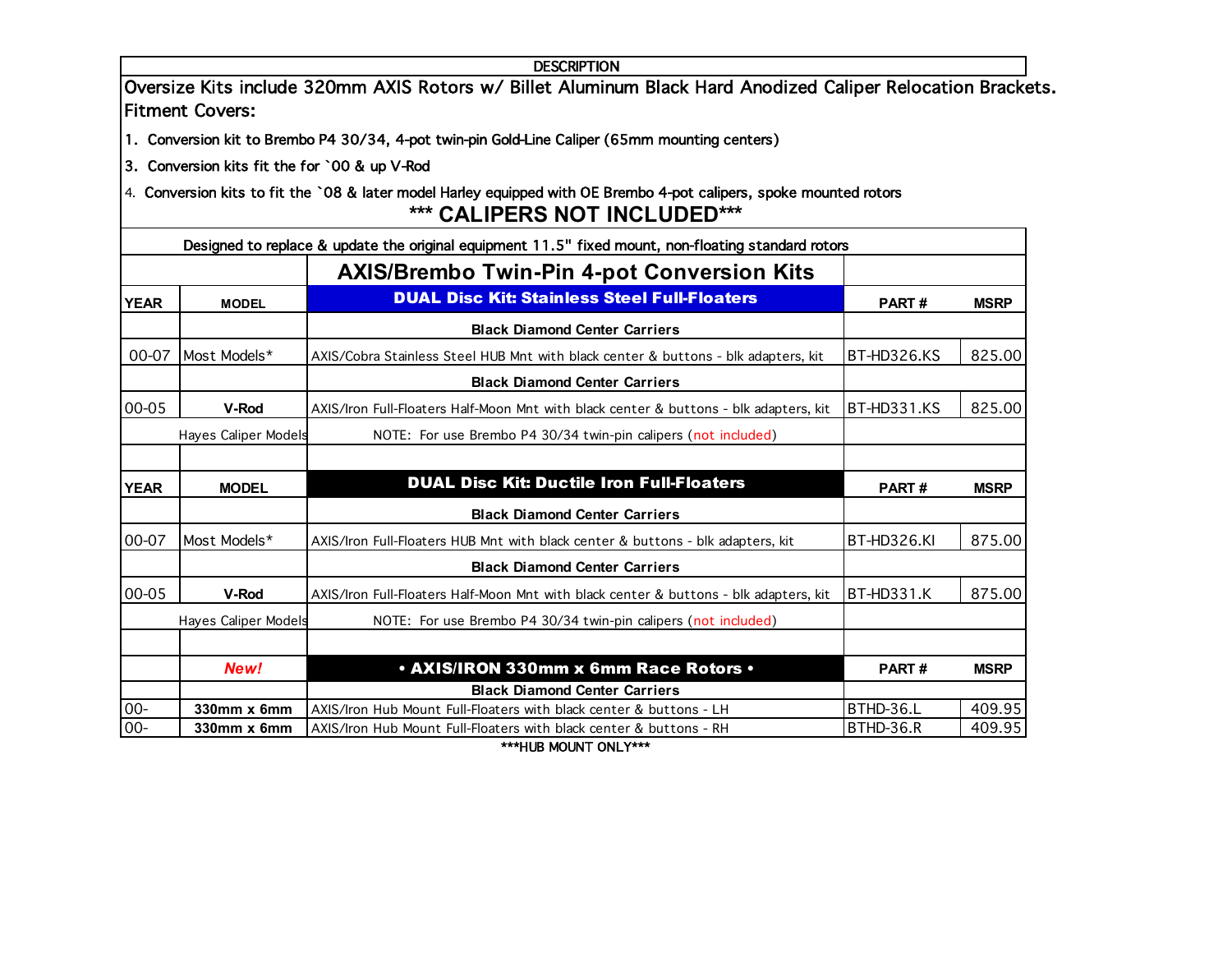DESCRIPTION

**Oversize Kits include 320mm AXIS Rotors w/ Billet Aluminum Black Hard Anodized Caliper Relocation Brackets.**
**Fitment Covers:**

1. Conversion kit to Brembo P4 30/34, 4-pot twin-pin Gold-Line Caliper (65mm mounting centers)
3. Conversion kits fit the for `00 & up V-Rod
4. Conversion kits to fit the `08 & later model Harley equipped with OE Brembo 4-pot calipers, spoke mounted rotors

**\*\*\* CALIPERS NOT INCLUDED\*\*\***

Designed to replace & update the original equipment 11.5" fixed mount, non-floating standard rotors

| | | **AXIS/Brembo Twin-Pin 4-pot Conversion Kits** | | |
|---|---|---|---|---|
| **YEAR** | **MODEL** | **DUAL Disc Kit: Stainless Steel Full-Floaters** | **PART #** | **MSRP** |
| | | **Black Diamond Center Carriers** | | |
| 00-07 | Most Models* | AXIS/Cobra Stainless Steel HUB Mnt with black center & buttons - blk adapters, kit | BT-HD326.KS | 825.00 |
| | | **Black Diamond Center Carriers** | | |
| 00-05 | **V-Rod** | AXIS/Iron Full-Floaters Half-Moon Mnt with black center & buttons - blk adapters, kit | BT-HD331.KS | 825.00 |
| | Hayes Caliper Models | NOTE: For use Brembo P4 30/34 twin-pin calipers (not included) | | |
| | | | | |
| **YEAR** | **MODEL** | **DUAL Disc Kit: Ductile Iron Full-Floaters** | **PART #** | **MSRP** |
| | | **Black Diamond Center Carriers** | | |
| 00-07 | Most Models* | AXIS/Iron Full-Floaters HUB Mnt with black center & buttons - blk adapters, kit | BT-HD326.KI | 875.00 |
| | | **Black Diamond Center Carriers** | | |
| 00-05 | **V-Rod** | AXIS/Iron Full-Floaters Half-Moon Mnt with black center & buttons - blk adapters, kit | BT-HD331.K | 875.00 |
| | Hayes Caliper Models | NOTE: For use Brembo P4 30/34 twin-pin calipers (not included) | | |
| | | | | |
| | ***New!*** | **• AXIS/IRON 330mm x 6mm Race Rotors •** | **PART #** | **MSRP** |
| | | **Black Diamond Center Carriers** | | |
| 00- | **330mm x 6mm** | AXIS/Iron Hub Mount Full-Floaters with black center & buttons - LH | BTHD-36.L | 409.95 |
| 00- | **330mm x 6mm** | AXIS/Iron Hub Mount Full-Floaters with black center & buttons - RH | BTHD-36.R | 409.95 |

\*\*\*HUB MOUNT ONLY\*\*\*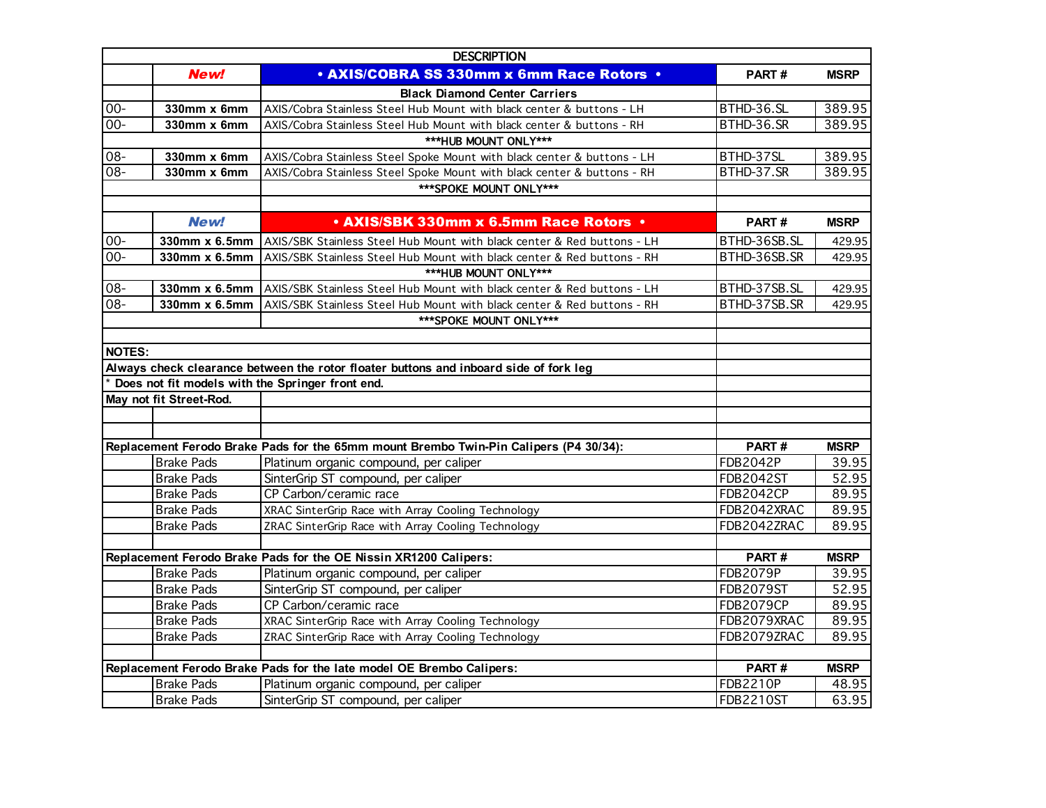| DESCRIPTION | | | | |
|---|---|---|---|---|
| | ***New!*** | **• AXIS/COBRA SS 330mm x 6mm Race Rotors •** | **PART #** | **MSRP** |
| | | **Black Diamond Center Carriers** | | |
| 00- | **330mm x 6mm** | AXIS/Cobra Stainless Steel Hub Mount with black center & buttons - LH | BTHD-36.SL | 389.95 |
| 00- | **330mm x 6mm** | AXIS/Cobra Stainless Steel Hub Mount with black center & buttons - RH | BTHD-36.SR | 389.95 |
| | | ***HUB MOUNT ONLY*** | | |
| 08- | **330mm x 6mm** | AXIS/Cobra Stainless Steel Spoke Mount with black center & buttons - LH | BTHD-37SL | 389.95 |
| 08- | **330mm x 6mm** | AXIS/Cobra Stainless Steel Spoke Mount with black center & buttons - RH | BTHD-37.SR | 389.95 |
| | | ***SPOKE MOUNT ONLY*** | | |
| | | | | |
| | ***New!*** | **• AXIS/SBK 330mm x 6.5mm Race Rotors •** | **PART #** | **MSRP** |
| 00- | **330mm x 6.5mm** | AXIS/SBK Stainless Steel Hub Mount with black center & Red buttons - LH | BTHD-36SB.SL | 429.95 |
| 00- | **330mm x 6.5mm** | AXIS/SBK Stainless Steel Hub Mount with black center & Red buttons - RH | BTHD-36SB.SR | 429.95 |
| | | ***HUB MOUNT ONLY*** | | |
| 08- | **330mm x 6.5mm** | AXIS/SBK Stainless Steel Hub Mount with black center & Red buttons - LH | BTHD-37SB.SL | 429.95 |
| 08- | **330mm x 6.5mm** | AXIS/SBK Stainless Steel Hub Mount with black center & Red buttons - RH | BTHD-37SB.SR | 429.95 |
| | | ***SPOKE MOUNT ONLY*** | | |
| | | | | |
| **NOTES:** | | | | |
| **Always check clearance between the rotor floater buttons and inboard side of fork leg** | | | | |
| **\* Does not fit models with the Springer front end.** | | | | |
| **May not fit Street-Rod.** | | | | |
| | | | | |
| | | | | |
| **Replacement Ferodo Brake Pads for the 65mm mount Brembo Twin-Pin Calipers (P4 30/34):** | | | **PART #** | **MSRP** |
| | Brake Pads | Platinum organic compound, per caliper | FDB2042P | 39.95 |
| | Brake Pads | SinterGrip ST compound, per caliper | FDB2042ST | 52.95 |
| | Brake Pads | CP Carbon/ceramic race | FDB2042CP | 89.95 |
| | Brake Pads | XRAC SinterGrip Race with Array Cooling Technology | FDB2042XRAC | 89.95 |
| | Brake Pads | ZRAC SinterGrip Race with Array Cooling Technology | FDB2042ZRAC | 89.95 |
| | | | | |
| **Replacement Ferodo Brake Pads for the OE Nissin XR1200 Calipers:** | | | **PART #** | **MSRP** |
| | Brake Pads | Platinum organic compound, per caliper | FDB2079P | 39.95 |
| | Brake Pads | SinterGrip ST compound, per caliper | FDB2079ST | 52.95 |
| | Brake Pads | CP Carbon/ceramic race | FDB2079CP | 89.95 |
| | Brake Pads | XRAC SinterGrip Race with Array Cooling Technology | FDB2079XRAC | 89.95 |
| | Brake Pads | ZRAC SinterGrip Race with Array Cooling Technology | FDB2079ZRAC | 89.95 |
| | | | | |
| **Replacement Ferodo Brake Pads for the late model OE Brembo Calipers:** | | | **PART #** | **MSRP** |
| | Brake Pads | Platinum organic compound, per caliper | FDB2210P | 48.95 |
| | Brake Pads | SinterGrip ST compound, per caliper | FDB2210ST | 63.95 |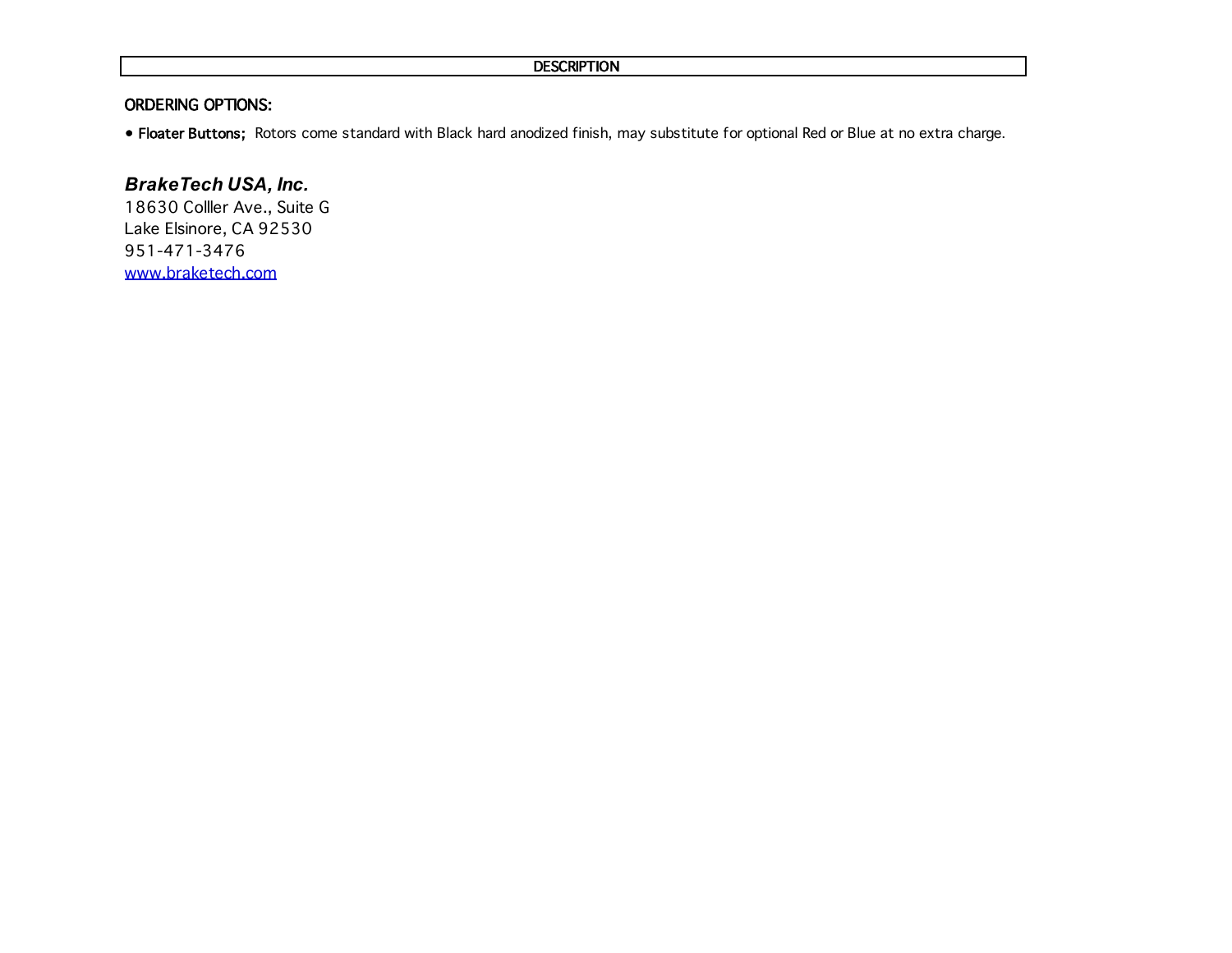| DESCRIPTION |
| --- |

**ORDERING OPTIONS:**

- **Floater Buttons;** Rotors come standard with Black hard anodized finish, may substitute for optional Red or Blue at no extra charge.

***BrakeTech USA, Inc.***
18630 Colller Ave., Suite G
Lake Elsinore, CA 92530
951-471-3476
www.braketech.com